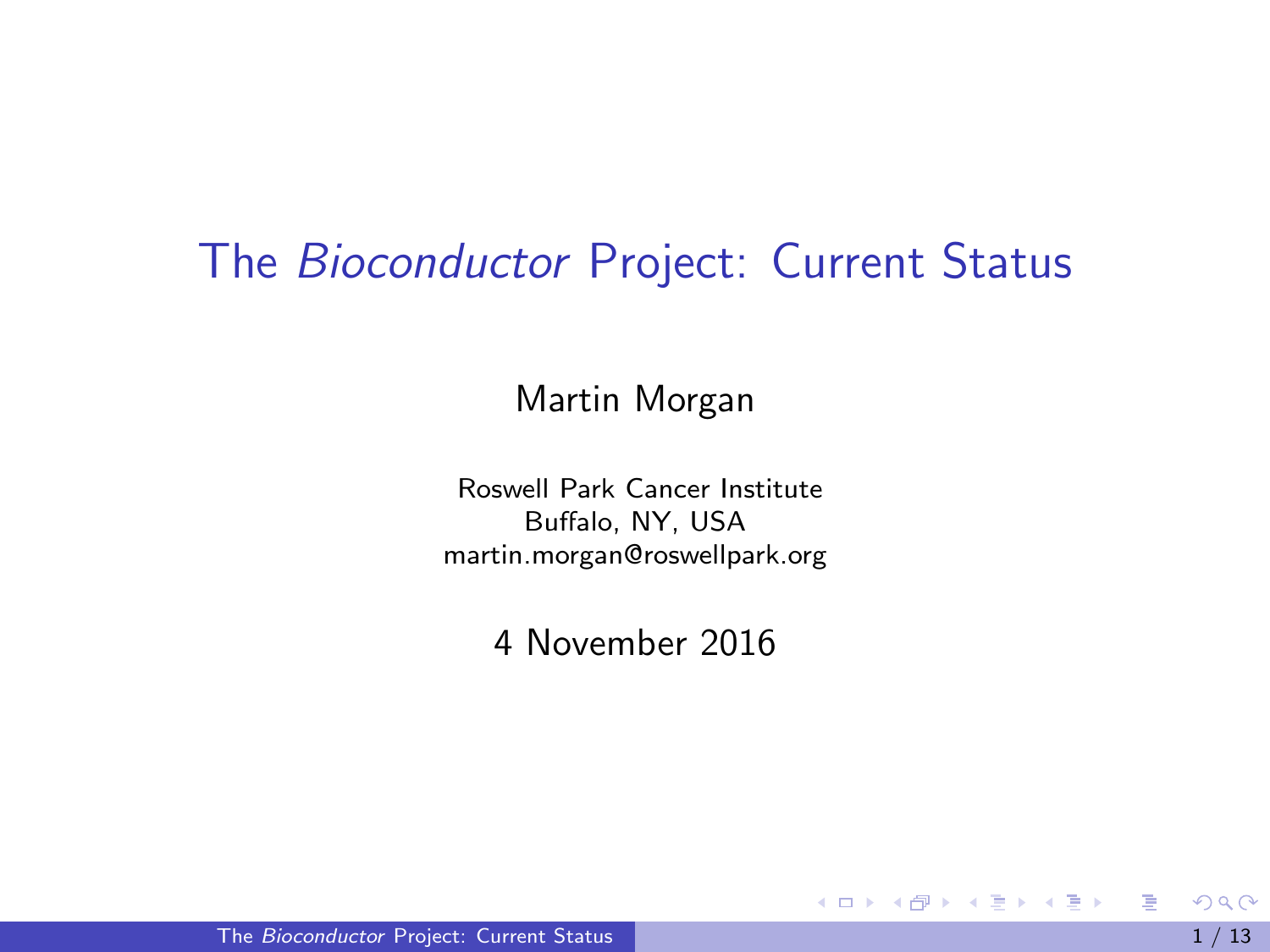# The *Bioconductor* Project: Current Status

Martin Morgan

Roswell Park Cancer Institute
Buffalo, NY, USA
martin.morgan@roswellpark.org

4 November 2016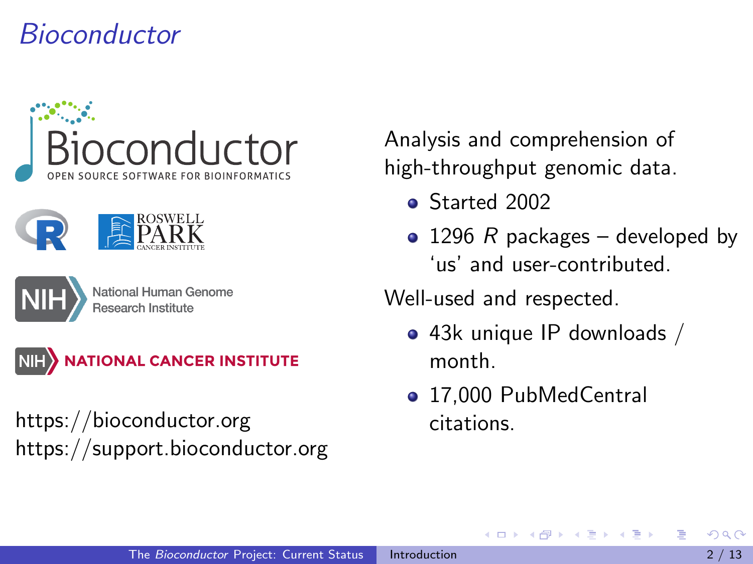# *Bioconductor*

Bioconductor
OPEN SOURCE SOFTWARE FOR BIOINFORMATICS

ROSWELL PARK CANCER INSTITUTE

NIH National Human Genome Research Institute

NIH NATIONAL CANCER INSTITUTE

https://bioconductor.org
https://support.bioconductor.org

Analysis and comprehension of high-throughput genomic data.

- Started 2002
- 1296 *R* packages – developed by 'us' and user-contributed.

Well-used and respected.

- 43k unique IP downloads / month.
- 17,000 PubMedCentral citations.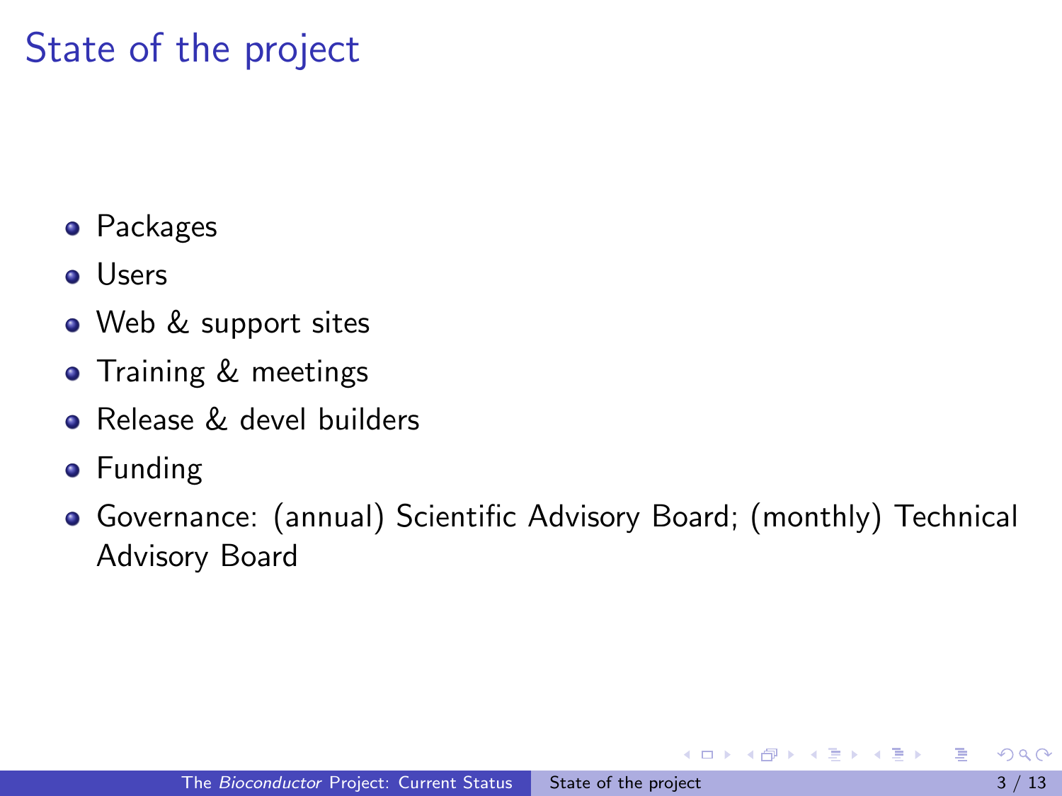# State of the project

- Packages
- Users
- Web & support sites
- Training & meetings
- Release & devel builders
- Funding
- Governance: (annual) Scientific Advisory Board; (monthly) Technical Advisory Board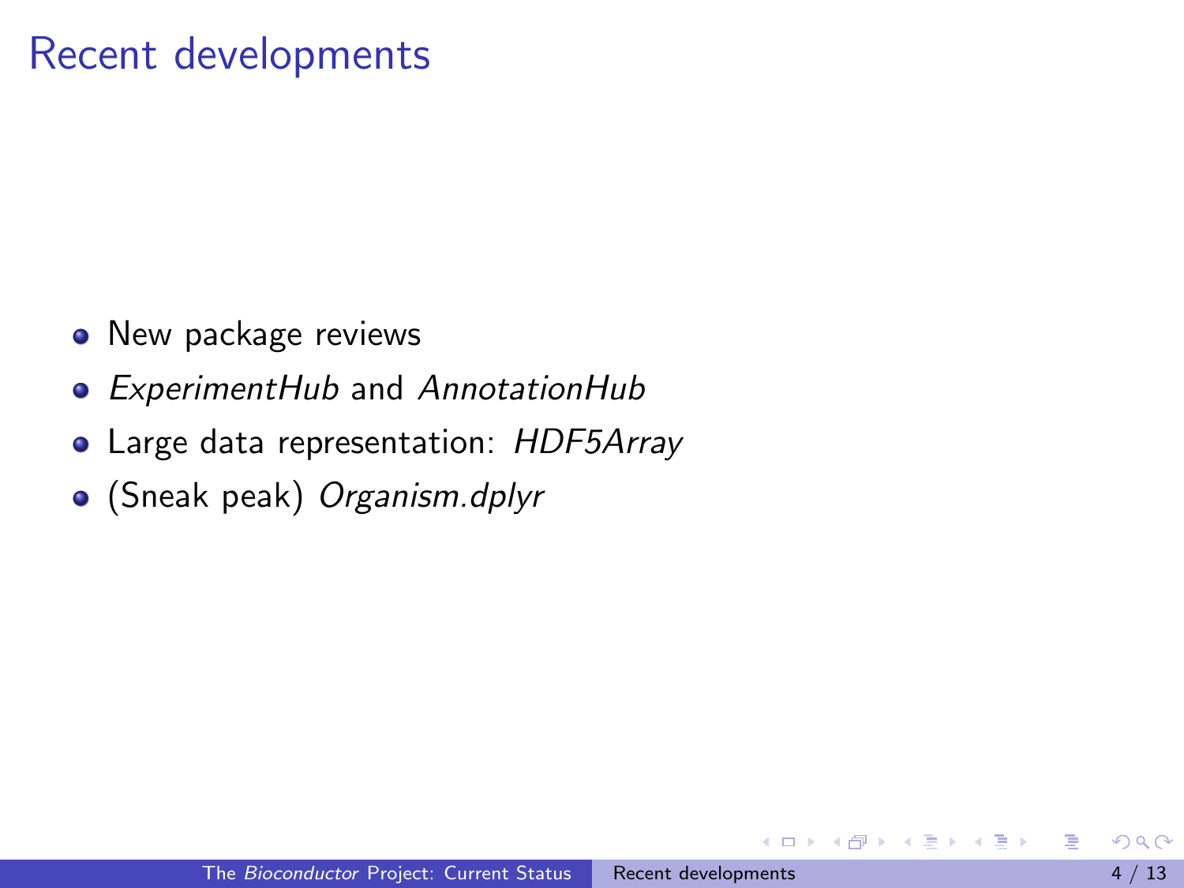# Recent developments

- New package reviews
- *ExperimentHub* and *AnnotationHub*
- Large data representation: *HDF5Array*
- (Sneak peak) *Organism.dplyr*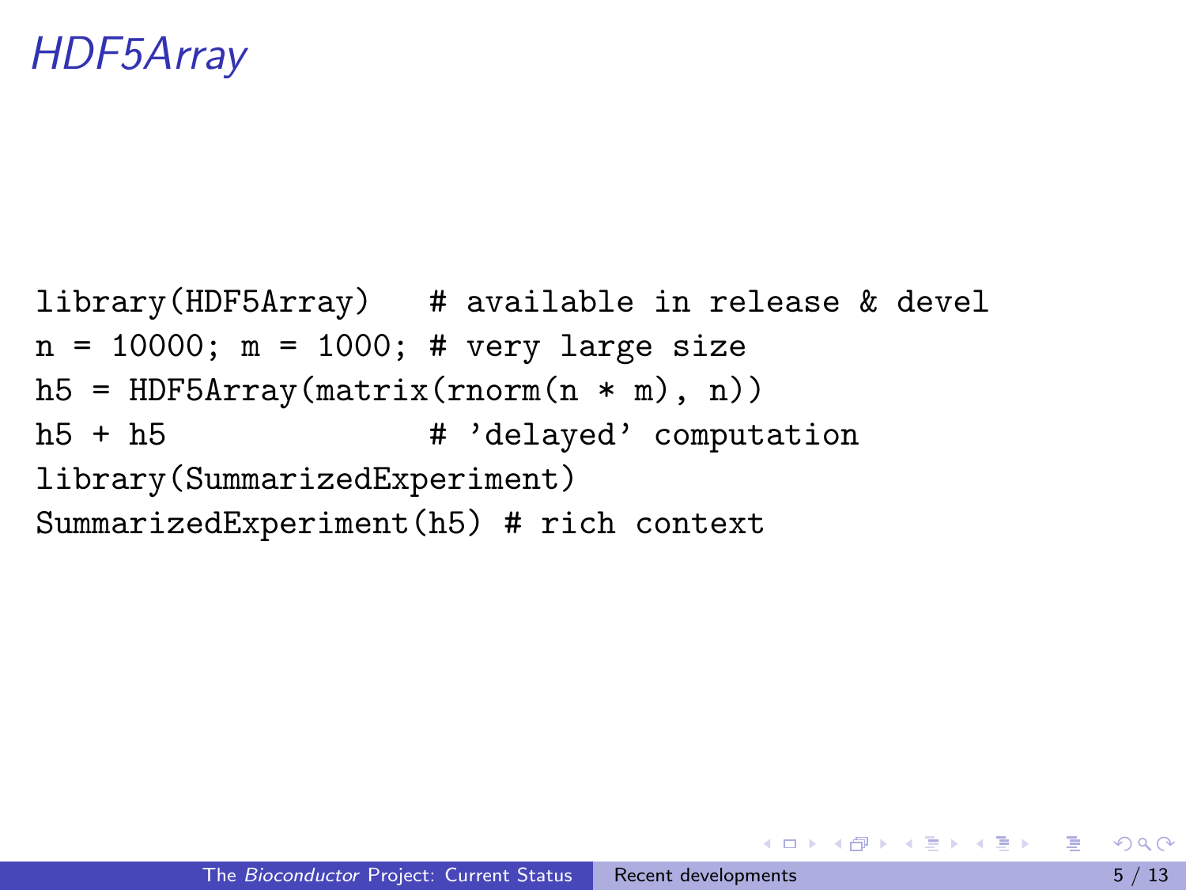# HDF5Array

```
library(HDF5Array)   # available in release & devel
n = 10000; m = 1000; # very large size
h5 = HDF5Array(matrix(rnorm(n * m), n))
h5 + h5              # 'delayed' computation
library(SummarizedExperiment)
SummarizedExperiment(h5) # rich context
```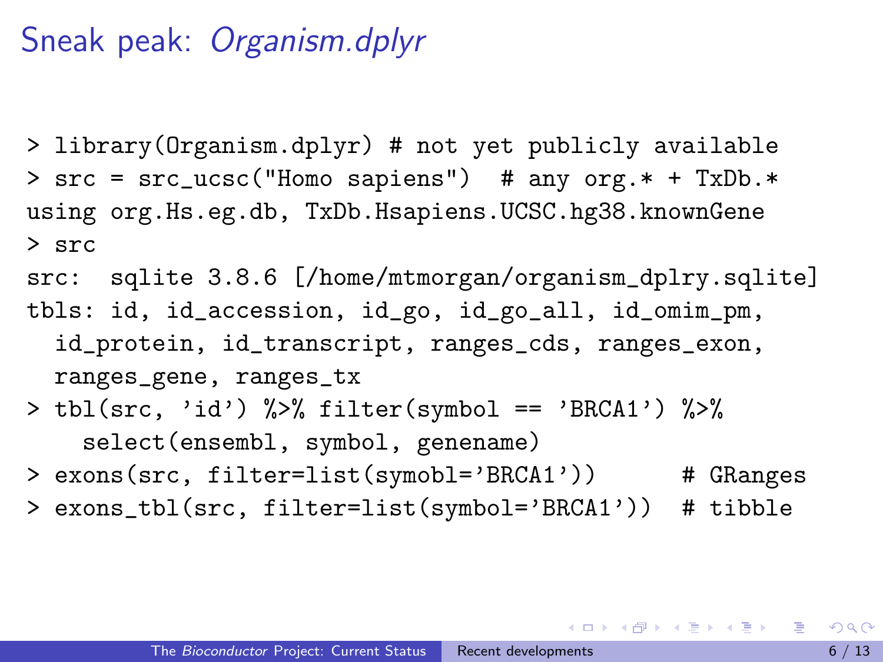# Sneak peak: *Organism.dplyr*

```
> library(Organism.dplyr) # not yet publicly available
> src = src_ucsc("Homo sapiens")  # any org.* + TxDb.*
using org.Hs.eg.db, TxDb.Hsapiens.UCSC.hg38.knownGene
> src
src:  sqlite 3.8.6 [/home/mtmorgan/organism_dplry.sqlite]
tbls: id, id_accession, id_go, id_go_all, id_omim_pm,
  id_protein, id_transcript, ranges_cds, ranges_exon,
  ranges_gene, ranges_tx
> tbl(src, 'id') %>% filter(symbol == 'BRCA1') %>%
    select(ensembl, symbol, genename)
> exons(src, filter=list(symobl='BRCA1'))      # GRanges
> exons_tbl(src, filter=list(symbol='BRCA1'))  # tibble
```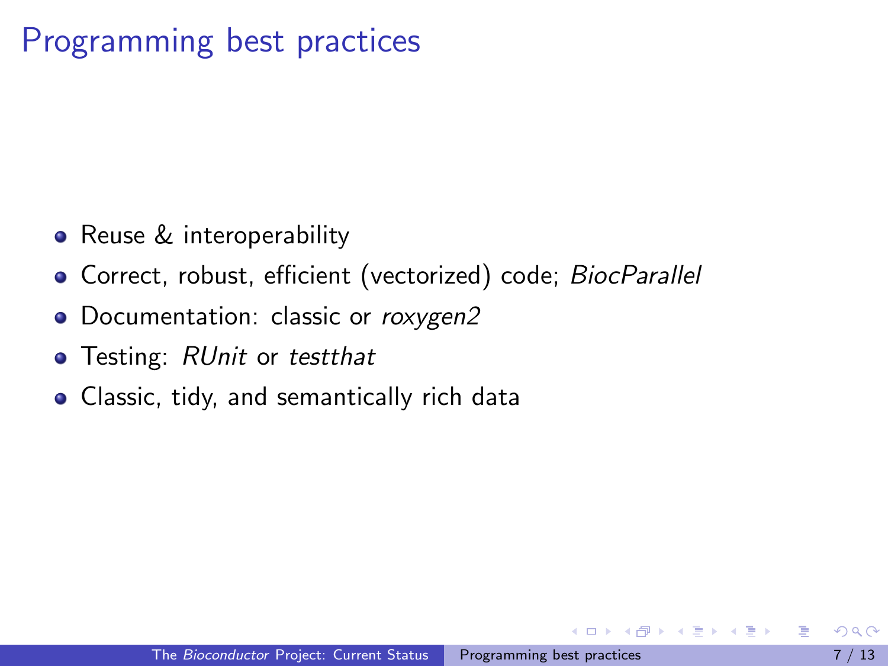# Programming best practices

- Reuse & interoperability
- Correct, robust, efficient (vectorized) code; *BiocParallel*
- Documentation: classic or *roxygen2*
- Testing: *RUnit* or *testthat*
- Classic, tidy, and semantically rich data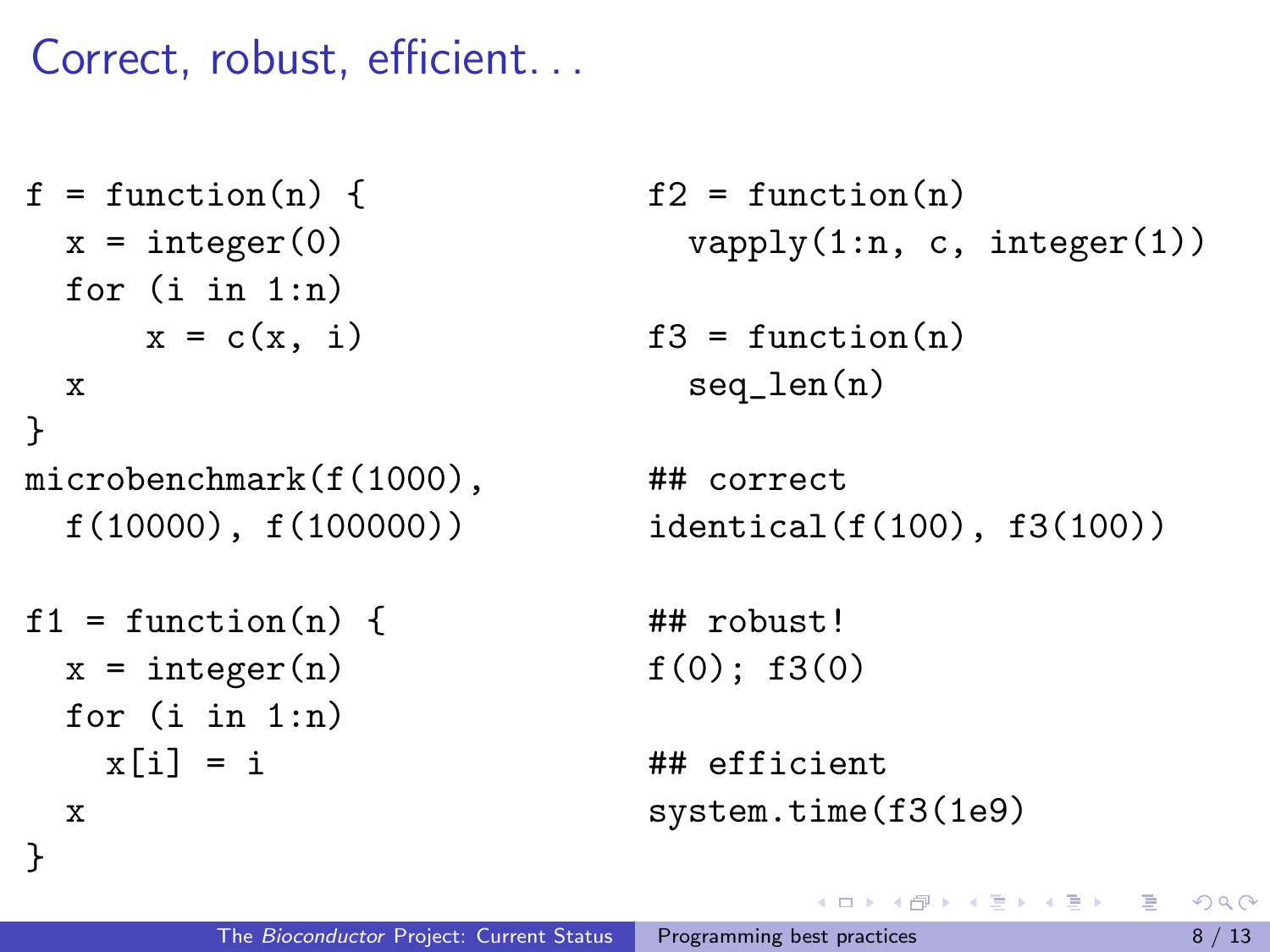# Correct, robust, efficient...

```
f = function(n) {
  x = integer(0)
  for (i in 1:n)
      x = c(x, i)
  x
}
microbenchmark(f(1000),
  f(10000), f(100000))

f1 = function(n) {
  x = integer(n)
  for (i in 1:n)
    x[i] = i
  x
}
```

```
f2 = function(n)
  vapply(1:n, c, integer(1))

f3 = function(n)
  seq_len(n)

## correct
identical(f(100), f3(100))

## robust!
f(0); f3(0)

## efficient
system.time(f3(1e9)
```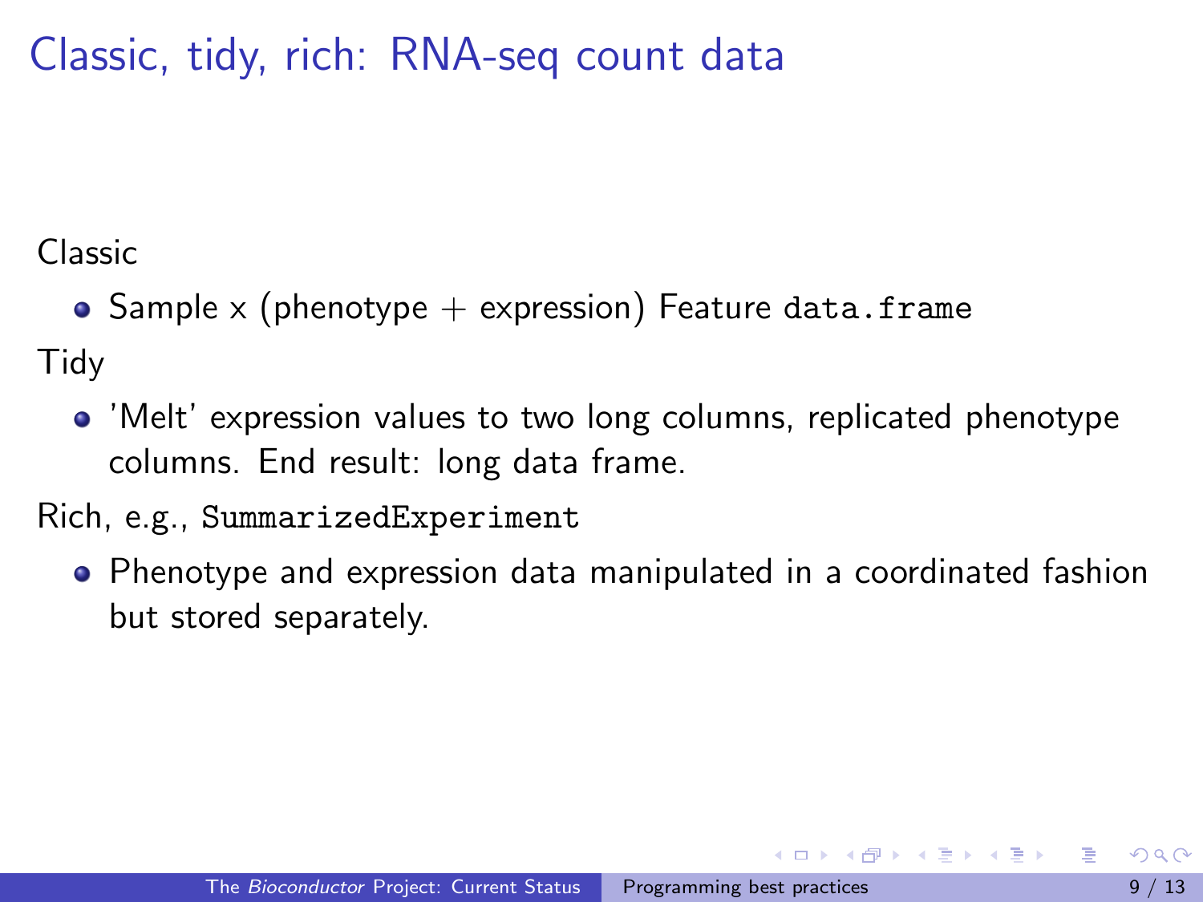# Classic, tidy, rich: RNA-seq count data

Classic

- Sample x (phenotype + expression) Feature `data.frame`

Tidy

- 'Melt' expression values to two long columns, replicated phenotype columns. End result: long data frame.

Rich, e.g., `SummarizedExperiment`

- Phenotype and expression data manipulated in a coordinated fashion but stored separately.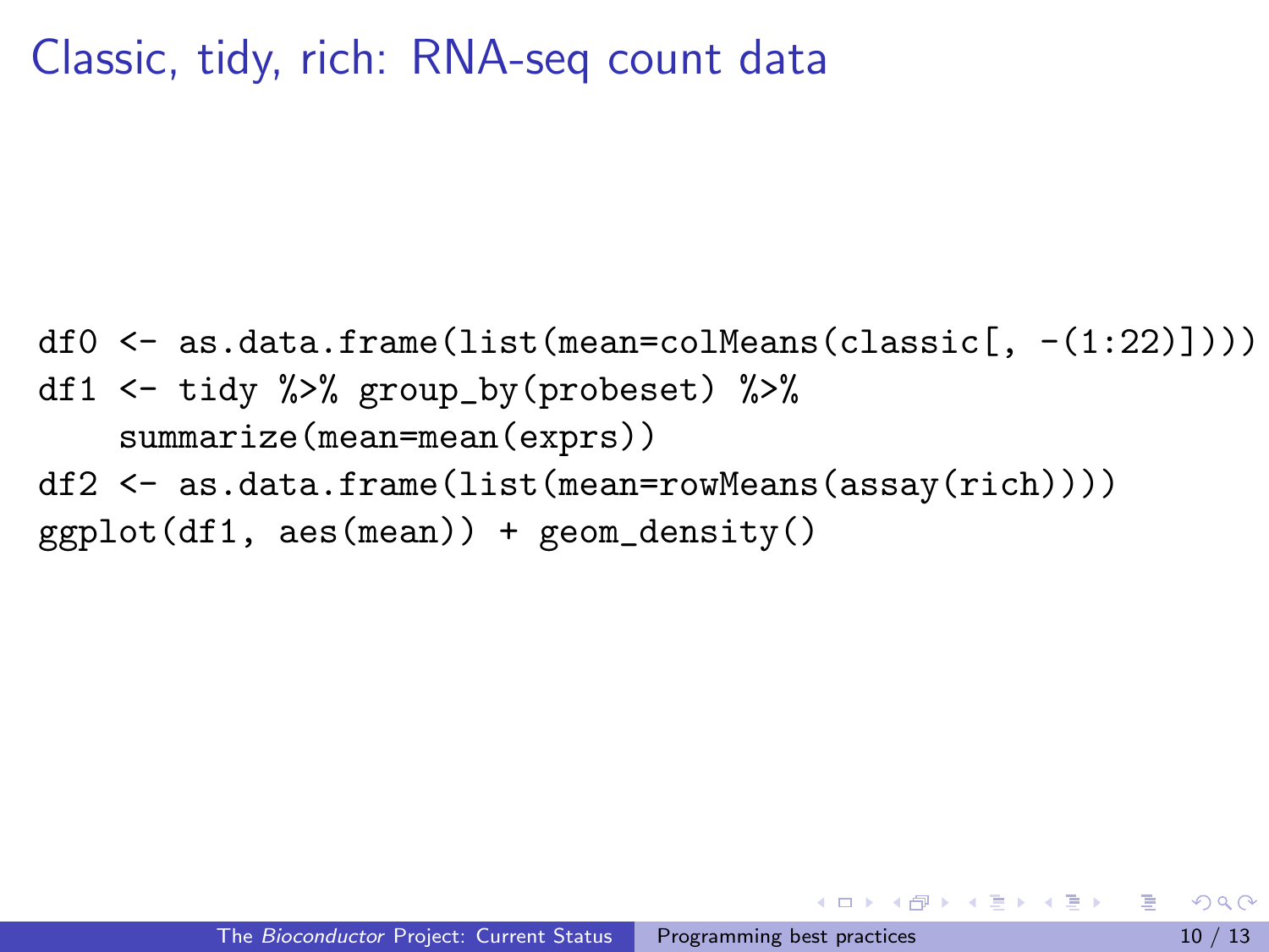# Classic, tidy, rich: RNA-seq count data

```
df0 <- as.data.frame(list(mean=colMeans(classic[, -(1:22)])))
df1 <- tidy %>% group_by(probeset) %>%
    summarize(mean=mean(exprs))
df2 <- as.data.frame(list(mean=rowMeans(assay(rich))))
ggplot(df1, aes(mean)) + geom_density()
```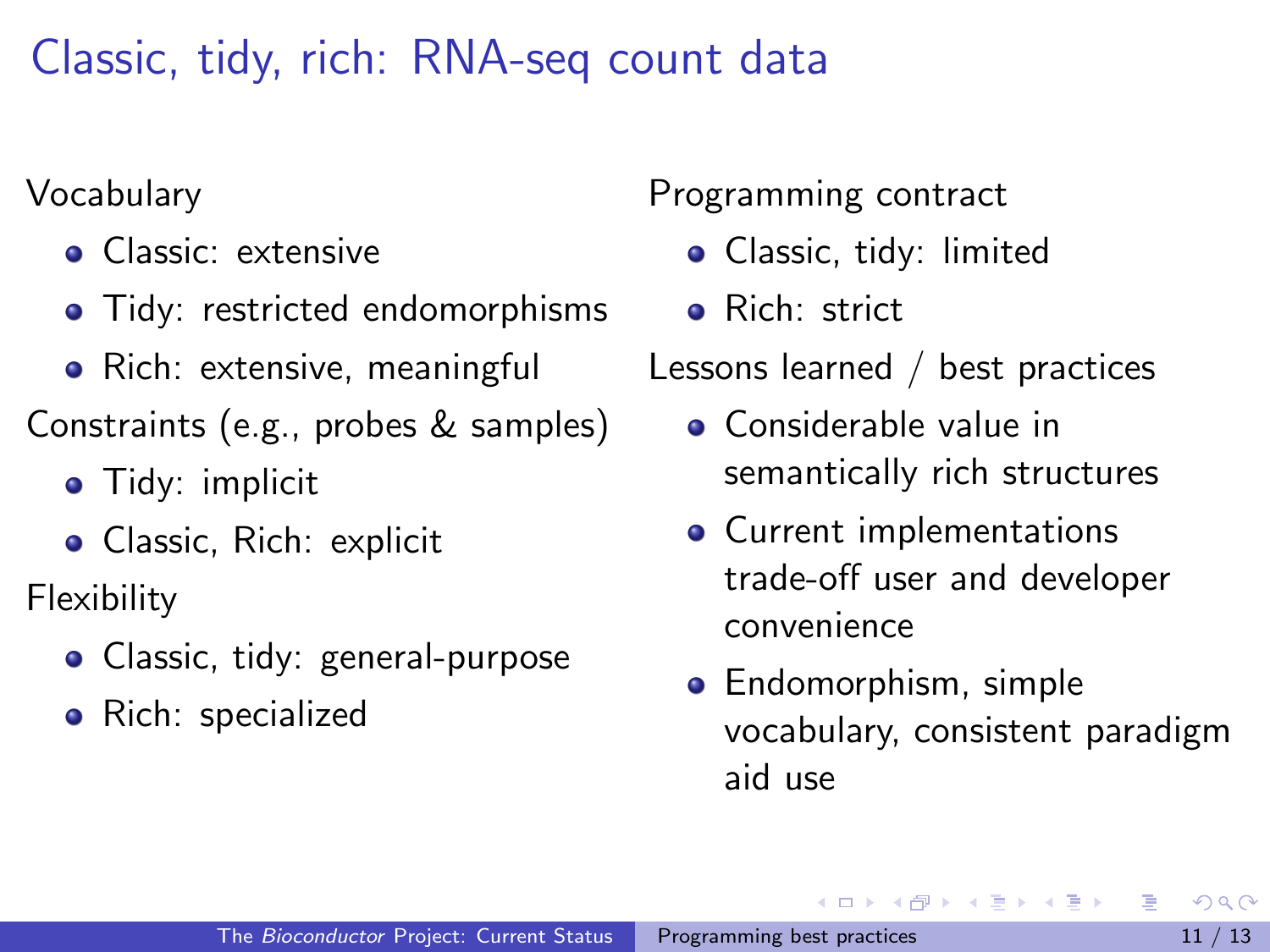# Classic, tidy, rich: RNA-seq count data

Vocabulary

- Classic: extensive
- Tidy: restricted endomorphisms
- Rich: extensive, meaningful

Constraints (e.g., probes & samples)

- Tidy: implicit
- Classic, Rich: explicit

Flexibility

- Classic, tidy: general-purpose
- Rich: specialized

Programming contract

- Classic, tidy: limited
- Rich: strict

Lessons learned / best practices

- Considerable value in semantically rich structures
- Current implementations trade-off user and developer convenience
- Endomorphism, simple vocabulary, consistent paradigm aid use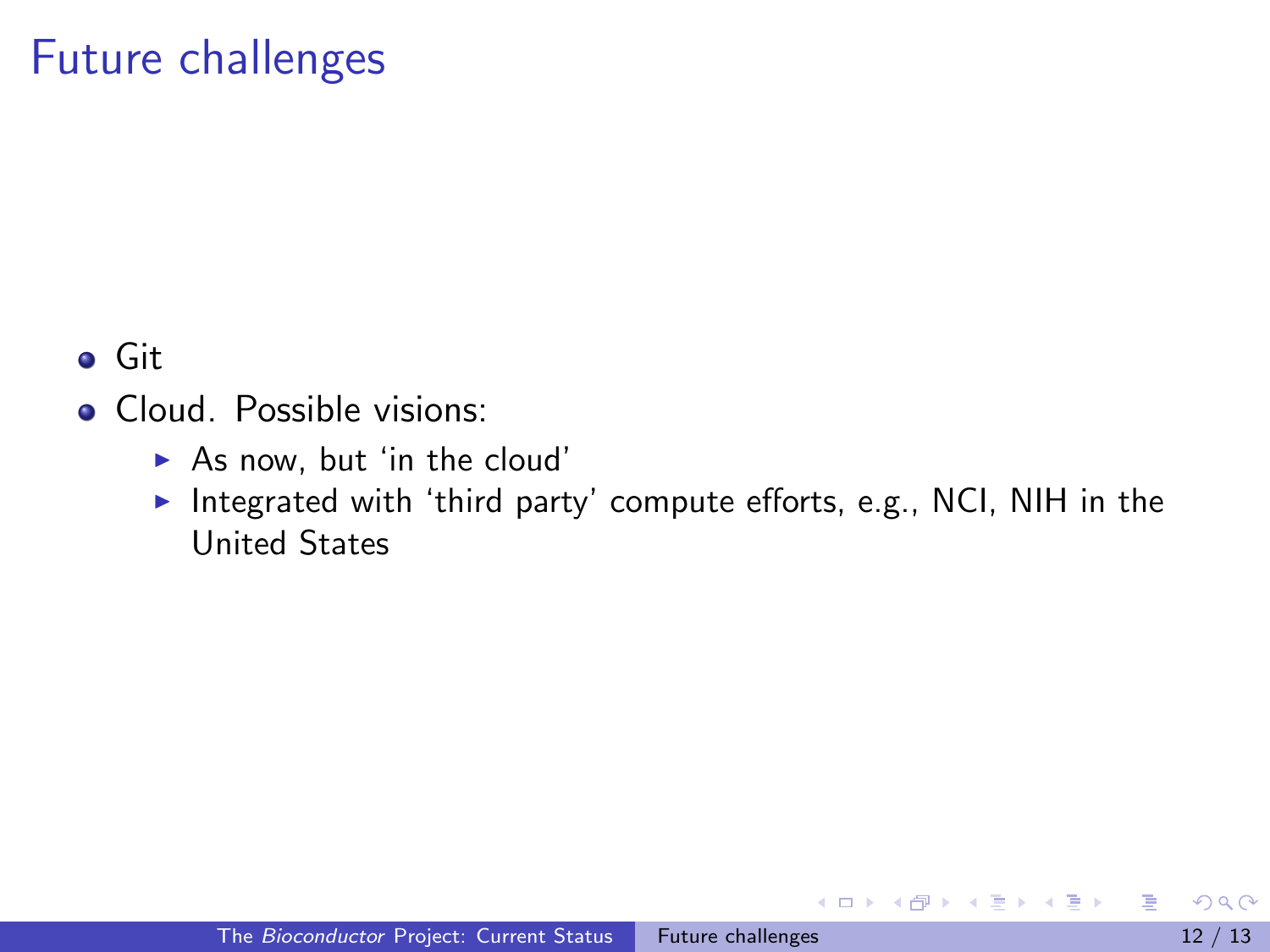# Future challenges

- Git
- Cloud. Possible visions:
  - As now, but 'in the cloud'
  - Integrated with 'third party' compute efforts, e.g., NCI, NIH in the United States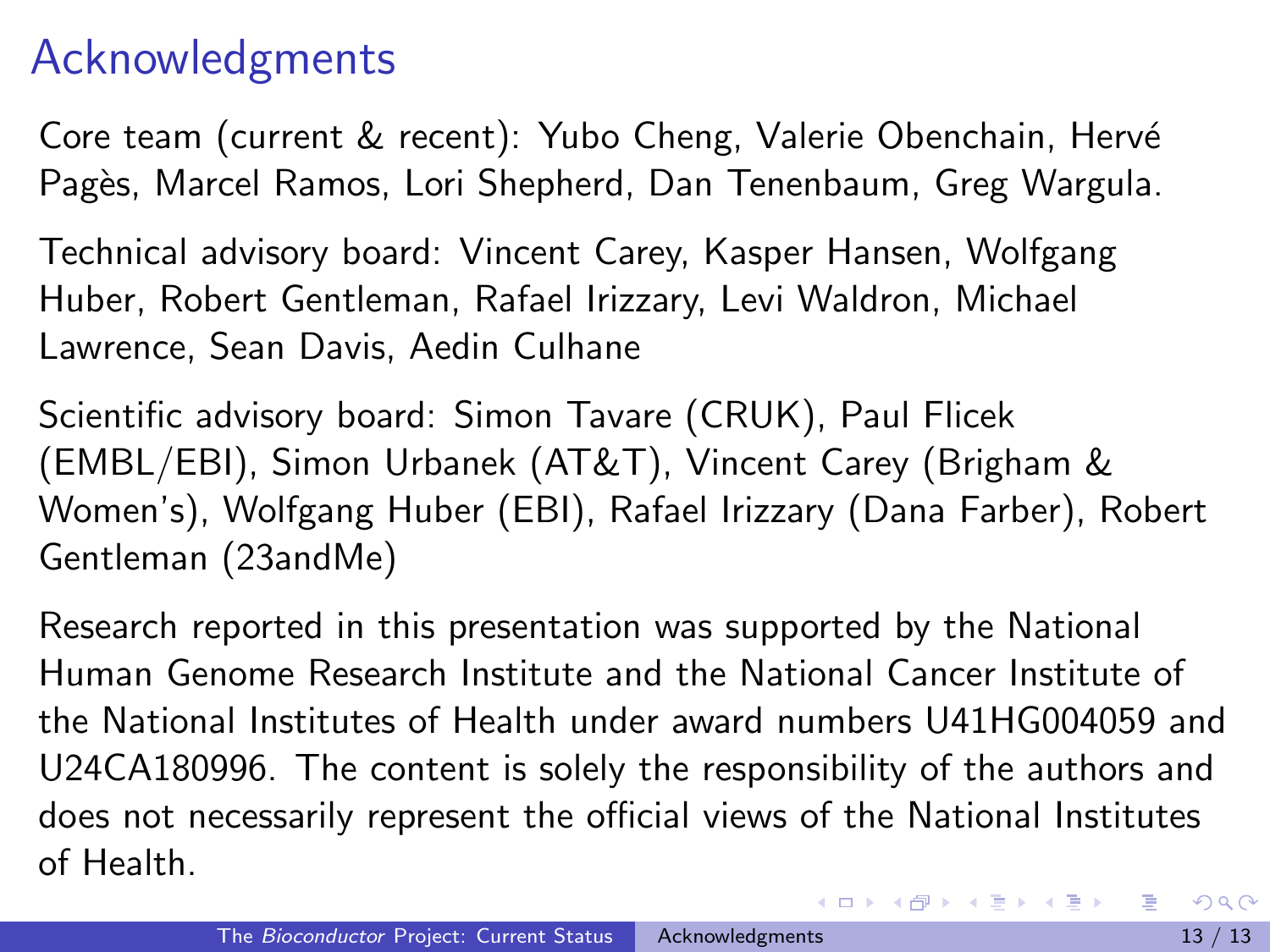# Acknowledgments

Core team (current & recent): Yubo Cheng, Valerie Obenchain, Hervé Pagès, Marcel Ramos, Lori Shepherd, Dan Tenenbaum, Greg Wargula.

Technical advisory board: Vincent Carey, Kasper Hansen, Wolfgang Huber, Robert Gentleman, Rafael Irizzary, Levi Waldron, Michael Lawrence, Sean Davis, Aedin Culhane

Scientific advisory board: Simon Tavare (CRUK), Paul Flicek (EMBL/EBI), Simon Urbanek (AT&T), Vincent Carey (Brigham & Women's), Wolfgang Huber (EBI), Rafael Irizzary (Dana Farber), Robert Gentleman (23andMe)

Research reported in this presentation was supported by the National Human Genome Research Institute and the National Cancer Institute of the National Institutes of Health under award numbers U41HG004059 and U24CA180996. The content is solely the responsibility of the authors and does not necessarily represent the official views of the National Institutes of Health.